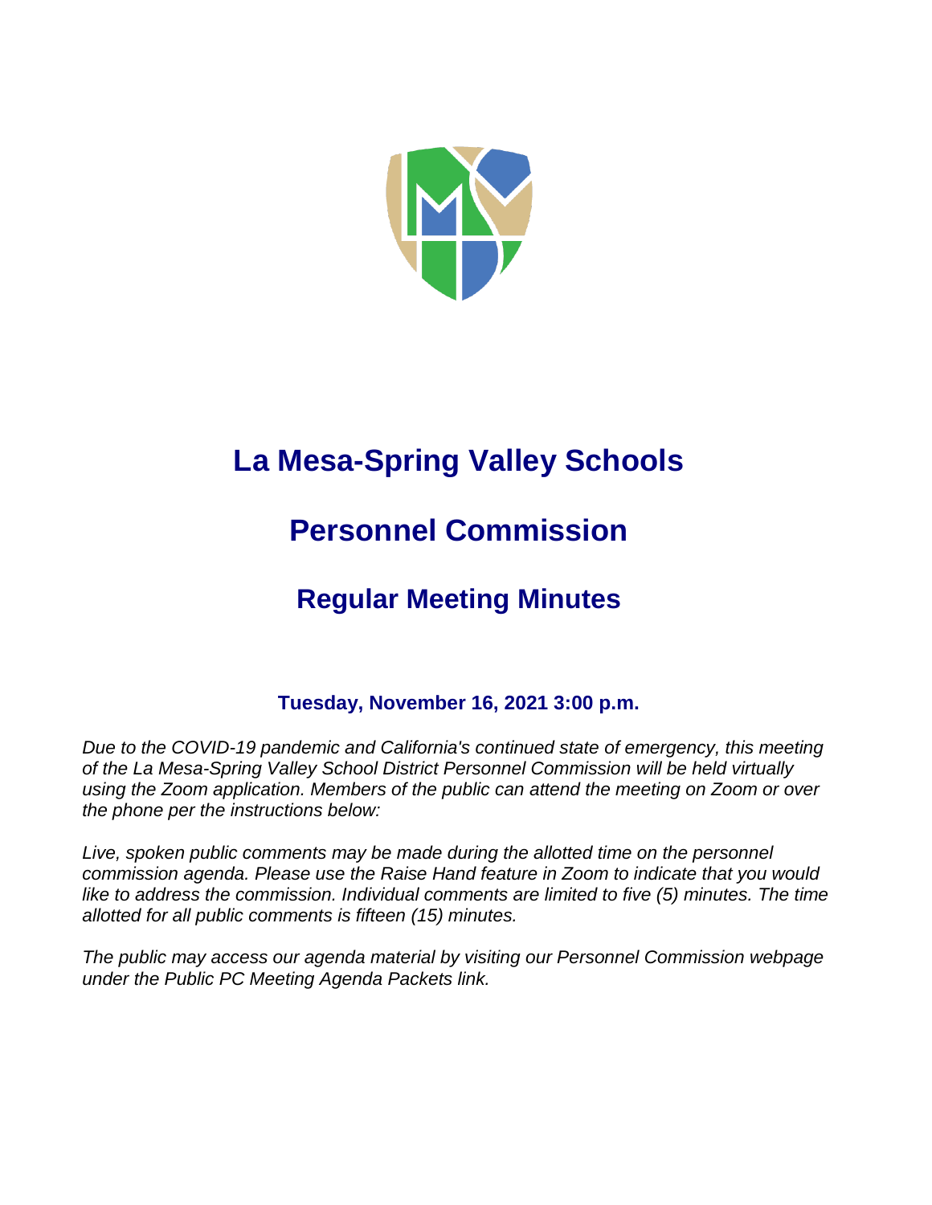# La Mesa-Spring Valley Schools

# Personnel Commission

## Regular Meeting Minutes

### Tuesday, November 16, 2021 3:00 p.m.

*Due to the COVID-19 pandemic and California's continued state of emergency, this meeting of the La Mesa-Spring Valley School District Personnel Commission will be held virtually using the Zoom application. Members of the public can attend the meeting on Zoom or over the phone per the instructions below:*

*Live, spoken public comments may be made during the allotted time on the personnel commission agenda. Please use the Raise Hand feature in Zoom to indicate that you would like to address the commission. Individual comments are limited to five (5) minutes. The time allotted for all public comments is fifteen (15) minutes.*

*The public may access our agenda material by visiting our Personnel Commission webpage under the Public PC Meeting Agenda Packets link.*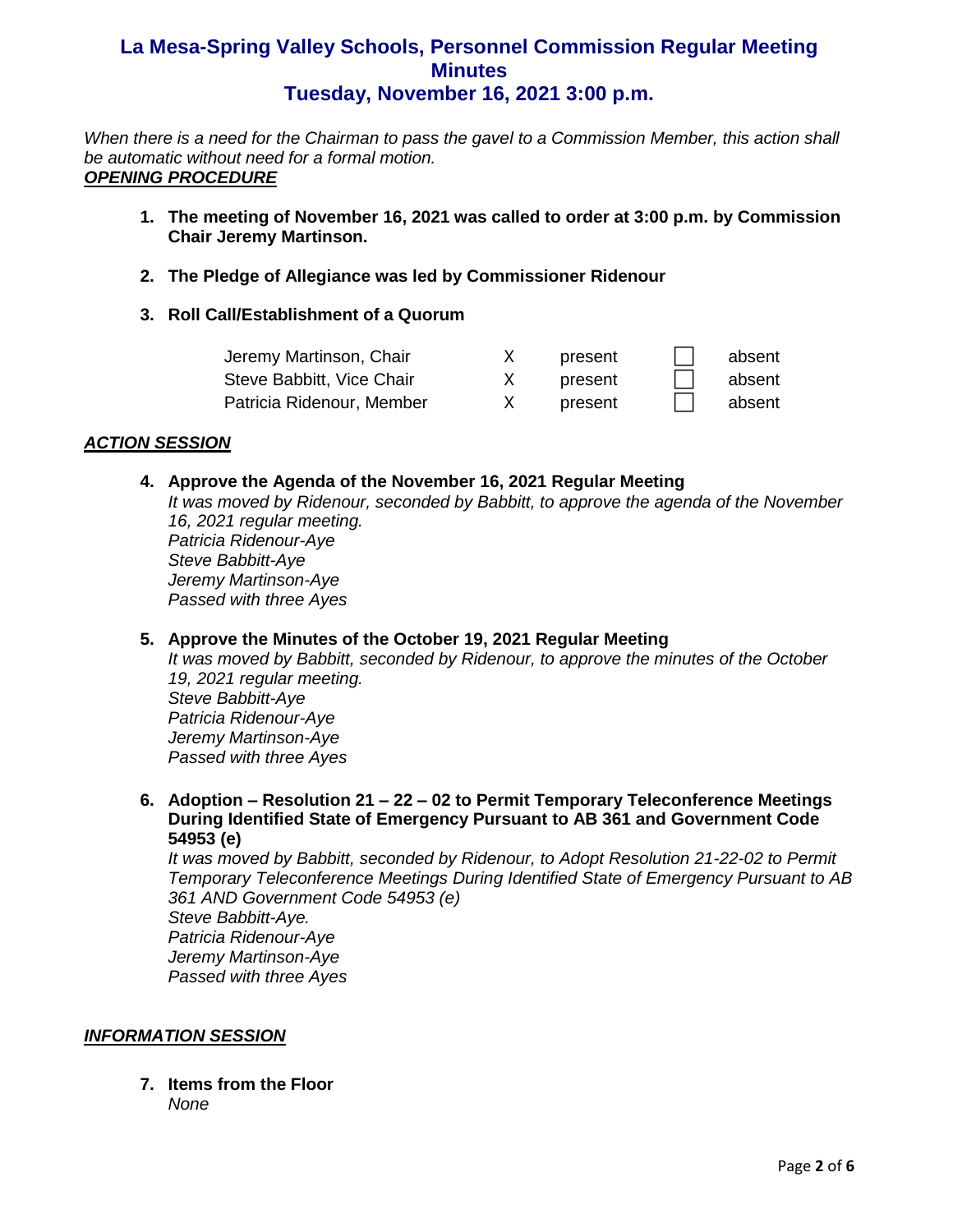# La Mesa-Spring Valley Schools, Personnel Commission Regular Meeting Minutes
## Tuesday, November 16, 2021 3:00 p.m.

*When there is a need for the Chairman to pass the gavel to a Commission Member, this action shall be automatic without need for a formal motion.*

***OPENING PROCEDURE***

1. **The meeting of November 16, 2021 was called to order at 3:00 p.m. by Commission Chair Jeremy Martinson.**

2. **The Pledge of Allegiance was led by Commissioner Ridenour**

3. **Roll Call/Establishment of a Quorum**

| | | | | |
|---|---|---|---|---|
| Jeremy Martinson, Chair | X | present | ☐ | absent |
| Steve Babbitt, Vice Chair | X | present | ☐ | absent |
| Patricia Ridenour, Member | X | present | ☐ | absent |

***ACTION SESSION***

4. **Approve the Agenda of the November 16, 2021 Regular Meeting**
   *It was moved by Ridenour, seconded by Babbitt, to approve the agenda of the November 16, 2021 regular meeting.*
   *Patricia Ridenour-Aye*
   *Steve Babbitt-Aye*
   *Jeremy Martinson-Aye*
   *Passed with three Ayes*

5. **Approve the Minutes of the October 19, 2021 Regular Meeting**
   *It was moved by Babbitt, seconded by Ridenour, to approve the minutes of the October 19, 2021 regular meeting.*
   *Steve Babbitt-Aye*
   *Patricia Ridenour-Aye*
   *Jeremy Martinson-Aye*
   *Passed with three Ayes*

6. **Adoption – Resolution 21 – 22 – 02 to Permit Temporary Teleconference Meetings During Identified State of Emergency Pursuant to AB 361 and Government Code 54953 (e)**
   *It was moved by Babbitt, seconded by Ridenour, to Adopt Resolution 21-22-02 to Permit Temporary Teleconference Meetings During Identified State of Emergency Pursuant to AB 361 AND Government Code 54953 (e)*
   *Steve Babbitt-Aye.*
   *Patricia Ridenour-Aye*
   *Jeremy Martinson-Aye*
   *Passed with three Ayes*

***INFORMATION SESSION***

7. **Items from the Floor**
   *None*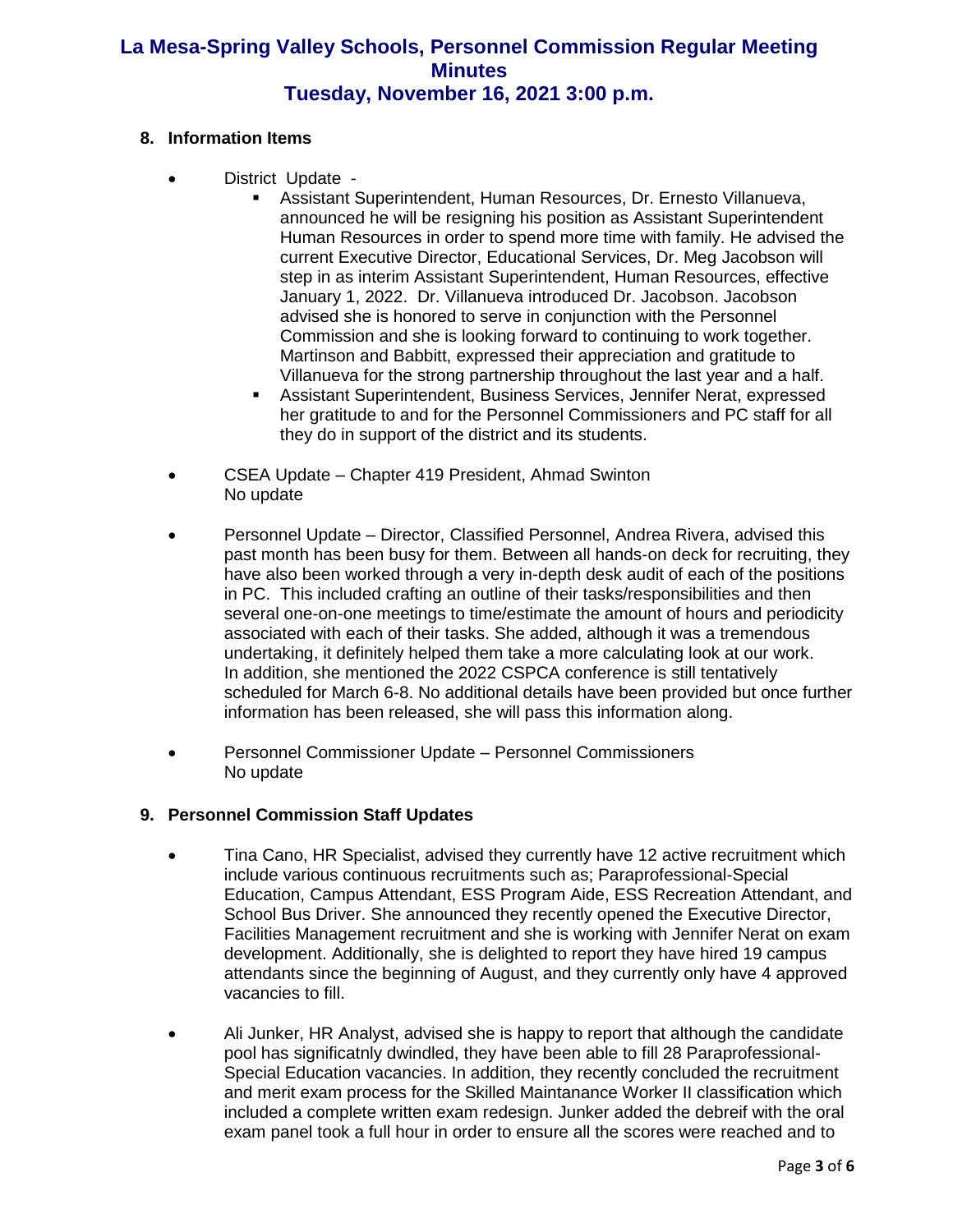## 8. Information Items

- District Update -
  - Assistant Superintendent, Human Resources, Dr. Ernesto Villanueva, announced he will be resigning his position as Assistant Superintendent Human Resources in order to spend more time with family. He advised the current Executive Director, Educational Services, Dr. Meg Jacobson will step in as interim Assistant Superintendent, Human Resources, effective January 1, 2022. Dr. Villanueva introduced Dr. Jacobson. Jacobson advised she is honored to serve in conjunction with the Personnel Commission and she is looking forward to continuing to work together. Martinson and Babbitt, expressed their appreciation and gratitude to Villanueva for the strong partnership throughout the last year and a half.
  - Assistant Superintendent, Business Services, Jennifer Nerat, expressed her gratitude to and for the Personnel Commissioners and PC staff for all they do in support of the district and its students.

- CSEA Update – Chapter 419 President, Ahmad Swinton
  No update

- Personnel Update – Director, Classified Personnel, Andrea Rivera, advised this past month has been busy for them. Between all hands-on deck for recruiting, they have also been worked through a very in-depth desk audit of each of the positions in PC. This included crafting an outline of their tasks/responsibilities and then several one-on-one meetings to time/estimate the amount of hours and periodicity associated with each of their tasks. She added, although it was a tremendous undertaking, it definitely helped them take a more calculating look at our work. In addition, she mentioned the 2022 CSPCA conference is still tentatively scheduled for March 6-8. No additional details have been provided but once further information has been released, she will pass this information along.

- Personnel Commissioner Update – Personnel Commissioners
  No update

## 9. Personnel Commission Staff Updates

- Tina Cano, HR Specialist, advised they currently have 12 active recruitment which include various continuous recruitments such as; Paraprofessional-Special Education, Campus Attendant, ESS Program Aide, ESS Recreation Attendant, and School Bus Driver. She announced they recently opened the Executive Director, Facilities Management recruitment and she is working with Jennifer Nerat on exam development. Additionally, she is delighted to report they have hired 19 campus attendants since the beginning of August, and they currently only have 4 approved vacancies to fill.

- Ali Junker, HR Analyst, advised she is happy to report that although the candidate pool has significatnly dwindled, they have been able to fill 28 Paraprofessional-Special Education vacancies. In addition, they recently concluded the recruitment and merit exam process for the Skilled Maintanance Worker II classification which included a complete written exam redesign. Junker added the debreif with the oral exam panel took a full hour in order to ensure all the scores were reached and to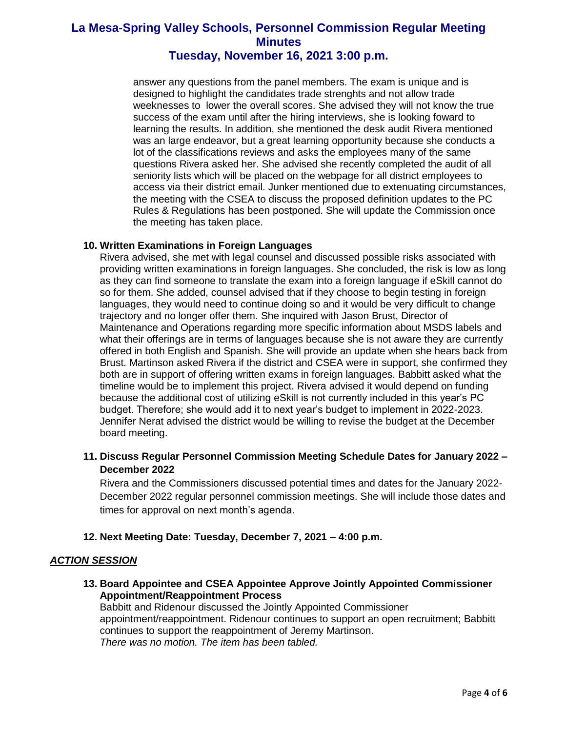answer any questions from the panel members. The exam is unique and is designed to highlight the candidates trade strenghts and not allow trade weeknesses to lower the overall scores. She advised they will not know the true success of the exam until after the hiring interviews, she is looking foward to learning the results. In addition, she mentioned the desk audit Rivera mentioned was an large endeavor, but a great learning opportunity because she conducts a lot of the classifications reviews and asks the employees many of the same questions Rivera asked her. She advised she recently completed the audit of all seniority lists which will be placed on the webpage for all district employees to access via their district email. Junker mentioned due to extenuating circumstances, the meeting with the CSEA to discuss the proposed definition updates to the PC Rules & Regulations has been postponed. She will update the Commission once the meeting has taken place.

**10. Written Examinations in Foreign Languages**

Rivera advised, she met with legal counsel and discussed possible risks associated with providing written examinations in foreign languages. She concluded, the risk is low as long as they can find someone to translate the exam into a foreign language if eSkill cannot do so for them. She added, counsel advised that if they choose to begin testing in foreign languages, they would need to continue doing so and it would be very difficult to change trajectory and no longer offer them. She inquired with Jason Brust, Director of Maintenance and Operations regarding more specific information about MSDS labels and what their offerings are in terms of languages because she is not aware they are currently offered in both English and Spanish. She will provide an update when she hears back from Brust. Martinson asked Rivera if the district and CSEA were in support, she confirmed they both are in support of offering written exams in foreign languages. Babbitt asked what the timeline would be to implement this project. Rivera advised it would depend on funding because the additional cost of utilizing eSkill is not currently included in this year's PC budget. Therefore; she would add it to next year's budget to implement in 2022-2023. Jennifer Nerat advised the district would be willing to revise the budget at the December board meeting.

**11. Discuss Regular Personnel Commission Meeting Schedule Dates for January 2022 – December 2022**

Rivera and the Commissioners discussed potential times and dates for the January 2022-December 2022 regular personnel commission meetings. She will include those dates and times for approval on next month's agenda.

**12. Next Meeting Date: Tuesday, December 7, 2021 – 4:00 p.m.**

## *ACTION SESSION*

**13. Board Appointee and CSEA Appointee Approve Jointly Appointed Commissioner Appointment/Reappointment Process**

Babbitt and Ridenour discussed the Jointly Appointed Commissioner appointment/reappointment. Ridenour continues to support an open recruitment; Babbitt continues to support the reappointment of Jeremy Martinson.
*There was no motion. The item has been tabled.*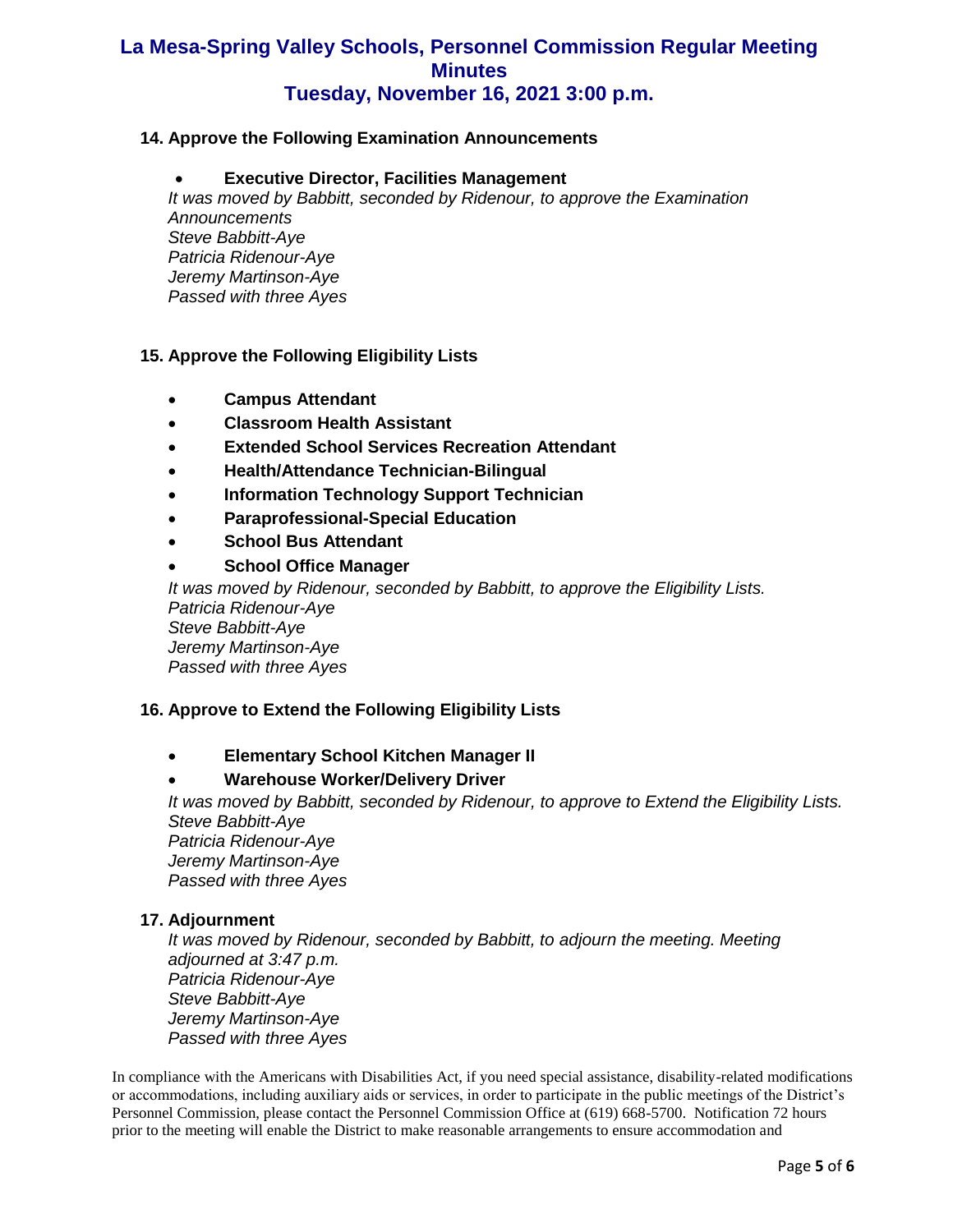### 14. Approve the Following Examination Announcements

- **Executive Director, Facilities Management**

*It was moved by Babbitt, seconded by Ridenour, to approve the Examination Announcements*
*Steve Babbitt-Aye*
*Patricia Ridenour-Aye*
*Jeremy Martinson-Aye*
*Passed with three Ayes*

### 15. Approve the Following Eligibility Lists

- **Campus Attendant**
- **Classroom Health Assistant**
- **Extended School Services Recreation Attendant**
- **Health/Attendance Technician-Bilingual**
- **Information Technology Support Technician**
- **Paraprofessional-Special Education**
- **School Bus Attendant**
- **School Office Manager**

*It was moved by Ridenour, seconded by Babbitt, to approve the Eligibility Lists.*
*Patricia Ridenour-Aye*
*Steve Babbitt-Aye*
*Jeremy Martinson-Aye*
*Passed with three Ayes*

### 16. Approve to Extend the Following Eligibility Lists

- **Elementary School Kitchen Manager II**
- **Warehouse Worker/Delivery Driver**

*It was moved by Babbitt, seconded by Ridenour, to approve to Extend the Eligibility Lists.*
*Steve Babbitt-Aye*
*Patricia Ridenour-Aye*
*Jeremy Martinson-Aye*
*Passed with three Ayes*

### 17. Adjournment

*It was moved by Ridenour, seconded by Babbitt, to adjourn the meeting. Meeting adjourned at 3:47 p.m.*
*Patricia Ridenour-Aye*
*Steve Babbitt-Aye*
*Jeremy Martinson-Aye*
*Passed with three Ayes*

In compliance with the Americans with Disabilities Act, if you need special assistance, disability-related modifications or accommodations, including auxiliary aids or services, in order to participate in the public meetings of the District's Personnel Commission, please contact the Personnel Commission Office at (619) 668-5700. Notification 72 hours prior to the meeting will enable the District to make reasonable arrangements to ensure accommodation and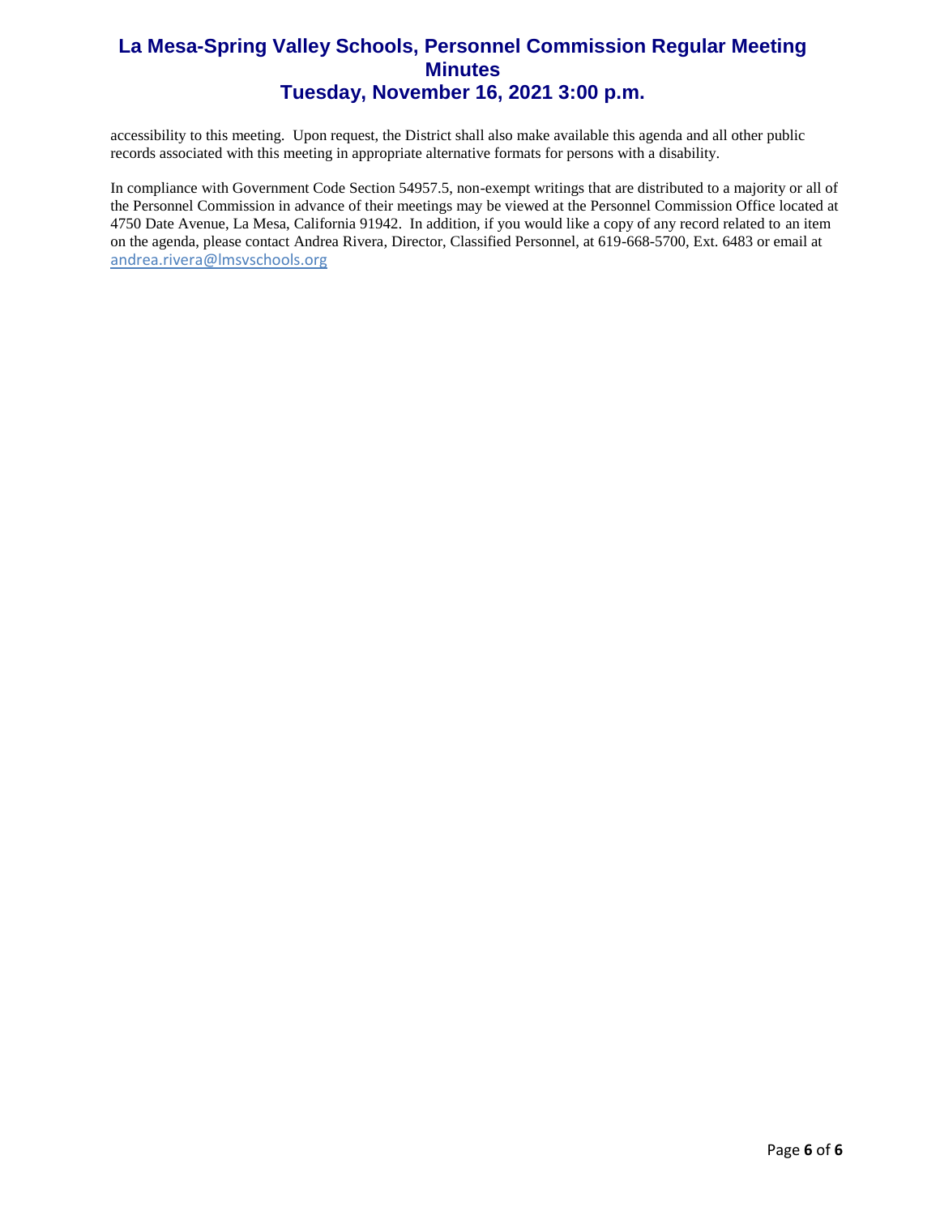accessibility to this meeting. Upon request, the District shall also make available this agenda and all other public records associated with this meeting in appropriate alternative formats for persons with a disability.

In compliance with Government Code Section 54957.5, non-exempt writings that are distributed to a majority or all of the Personnel Commission in advance of their meetings may be viewed at the Personnel Commission Office located at 4750 Date Avenue, La Mesa, California 91942. In addition, if you would like a copy of any record related to an item on the agenda, please contact Andrea Rivera, Director, Classified Personnel, at 619-668-5700, Ext. 6483 or email at andrea.rivera@lmsvschools.org